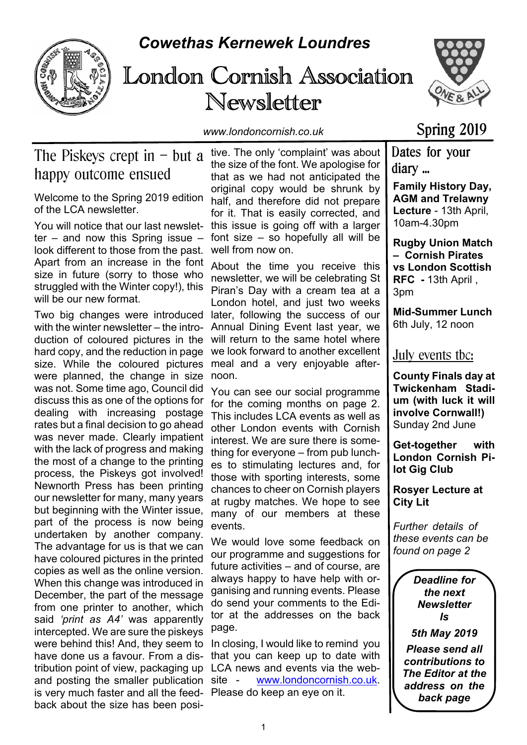# Cowethas Kernewek Loundres

# London Cornish Association Newsletter

www.londoncornish.co.uk

Spring 2019

## The Piskeys crept in – but a happy outcome ensued

Welcome to the Spring 2019 edition of the LCA newsletter.

You will notice that our last newsletter – and now this Spring issue – look different to those from the past. Apart from an increase in the font size in future (sorry to those who struggled with the Winter copy!), this will be our new format.

Two big changes were introduced with the winter newsletter – the introduction of coloured pictures in the hard copy, and the reduction in page size. While the coloured pictures were planned, the change in size was not. Some time ago, Council did discuss this as one of the options for dealing with increasing postage rates but a final decision to go ahead was never made. Clearly impatient with the lack of progress and making the most of a change to the printing process, the Piskeys got involved! Newnorth Press has been printing our newsletter for many, many years but beginning with the Winter issue, part of the process is now being undertaken by another company. The advantage for us is that we can have coloured pictures in the printed copies as well as the online version. When this change was introduced in December, the part of the message from one printer to another, which said *'print as A4'* was apparently intercepted. We are sure the piskeys were behind this! And, they seem to have done us a favour. From a distribution point of view, packaging up and posting the smaller publication is very much faster and all the feedback about the size has been positive. The only 'complaint' was about the size of the font. We apologise for that as we had not anticipated the original copy would be shrunk by half, and therefore did not prepare for it. That is easily corrected, and this issue is going off with a larger font size – so hopefully all will be well from now on.

About the time you receive this newsletter, we will be celebrating St Piran's Day with a cream tea at a London hotel, and just two weeks later, following the success of our Annual Dining Event last year, we will return to the same hotel where we look forward to another excellent meal and a very enjoyable afternoon.

You can see our social programme for the coming months on page 2. This includes LCA events as well as other London events with Cornish interest. We are sure there is something for everyone – from pub lunches to stimulating lectures and, for those with sporting interests, some chances to cheer on Cornish players at rugby matches. We hope to see many of our members at these events.

We would love some feedback on our programme and suggestions for future activities – and of course, are always happy to have help with organising and running events. Please do send your comments to the Editor at the addresses on the back page.

In closing, I would like to remind you that you can keep up to date with LCA news and events via the website - www.londoncornish.co.uk. Please do keep an eye on it.

## Dates for your diary ...

**Family History Day, AGM and Trelawny Lecture** - 13th April, 10am-4.30pm

**Rugby Union Match – Cornish Pirates vs London Scottish RFC -** 13th April , 3pm

**Mid-Summer Lunch** 6th July, 12 noon

## July events tbc:

**County Finals day at Twickenham Stadium (with luck it will involve Cornwall!)** Sunday 2nd June

**Get-together with London Cornish Pilot Gig Club**

**Rosyer Lecture at City Lit**

*Further details of these events can be found on page 2*

***Deadline for the next Newsletter Is***

***5th May 2019***

***Please send all contributions to The Editor at the address on the back page***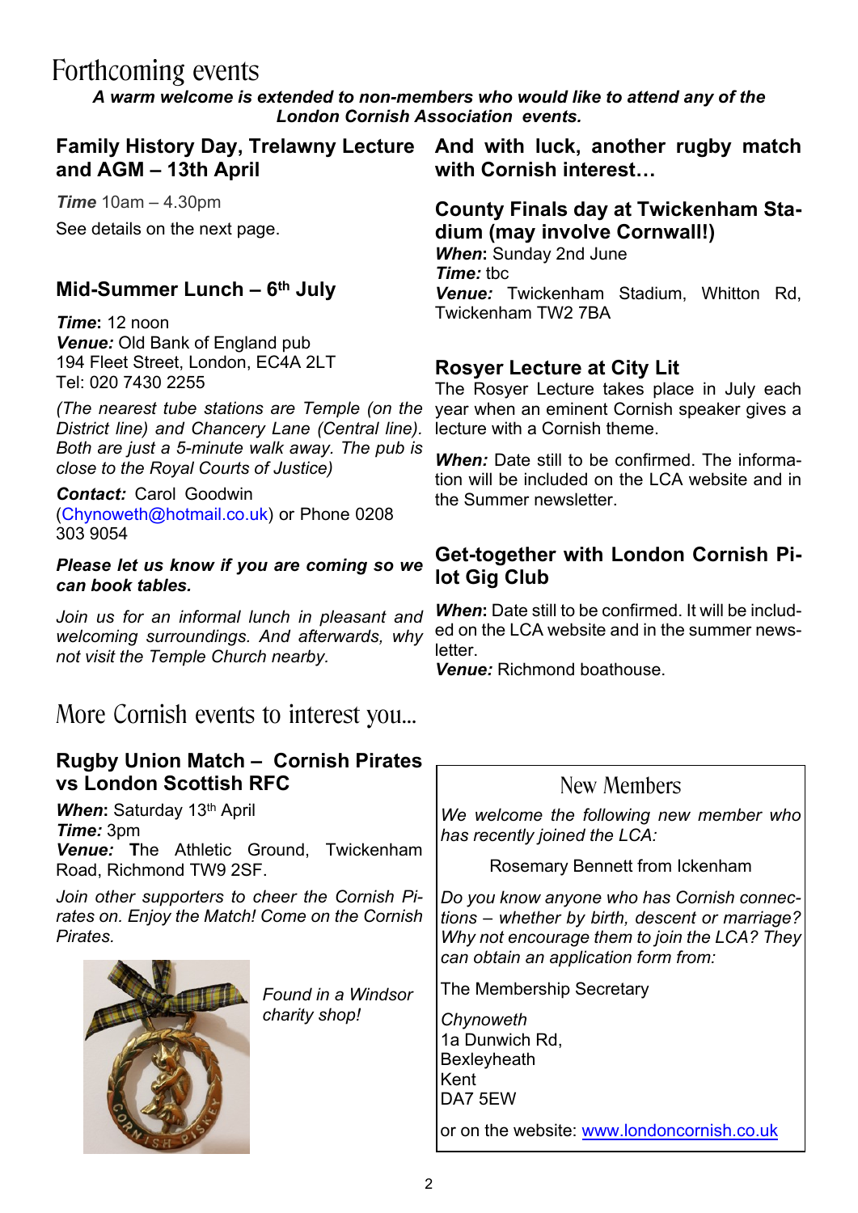# Forthcoming events

***A warm welcome is extended to non-members who would like to attend any of the London Cornish Association events.***

## Family History Day, Trelawny Lecture and AGM – 13th April

***Time*** 10am – 4.30pm

See details on the next page.

## Mid-Summer Lunch – 6th July

***Time*:** 12 noon
***Venue:*** Old Bank of England pub
194 Fleet Street, London, EC4A 2LT
Tel: 020 7430 2255

*(The nearest tube stations are Temple (on the District line) and Chancery Lane (Central line). Both are just a 5-minute walk away. The pub is close to the Royal Courts of Justice)*

***Contact:*** Carol Goodwin (Chynoweth@hotmail.co.uk) or Phone 0208 303 9054

***Please let us know if you are coming so we can book tables.***

*Join us for an informal lunch in pleasant and welcoming surroundings. And afterwards, why not visit the Temple Church nearby.*

## And with luck, another rugby match with Cornish interest…

## County Finals day at Twickenham Stadium (may involve Cornwall!)

***When*:** Sunday 2nd June
***Time:*** tbc
***Venue:*** Twickenham Stadium, Whitton Rd, Twickenham TW2 7BA

## Rosyer Lecture at City Lit

The Rosyer Lecture takes place in July each year when an eminent Cornish speaker gives a lecture with a Cornish theme.

***When:*** Date still to be confirmed. The information will be included on the LCA website and in the Summer newsletter.

## Get-together with London Cornish Pilot Gig Club

***When*:** Date still to be confirmed. It will be included on the LCA website and in the summer newsletter.
***Venue:*** Richmond boathouse.

# More Cornish events to interest you...

## Rugby Union Match – Cornish Pirates vs London Scottish RFC

***When*:** Saturday 13th April
***Time:*** 3pm
***Venue:*** **T**he Athletic Ground, Twickenham Road, Richmond TW9 2SF.

*Join other supporters to cheer the Cornish Pirates on. Enjoy the Match! Come on the Cornish Pirates.*

*Found in a Windsor charity shop!*

## New Members

*We welcome the following new member who has recently joined the LCA:*

Rosemary Bennett from Ickenham

*Do you know anyone who has Cornish connections – whether by birth, descent or marriage? Why not encourage them to join the LCA? They can obtain an application form from:*

The Membership Secretary

*Chynoweth*
1a Dunwich Rd,
Bexleyheath
Kent
DA7 5EW

or on the website: www.londoncornish.co.uk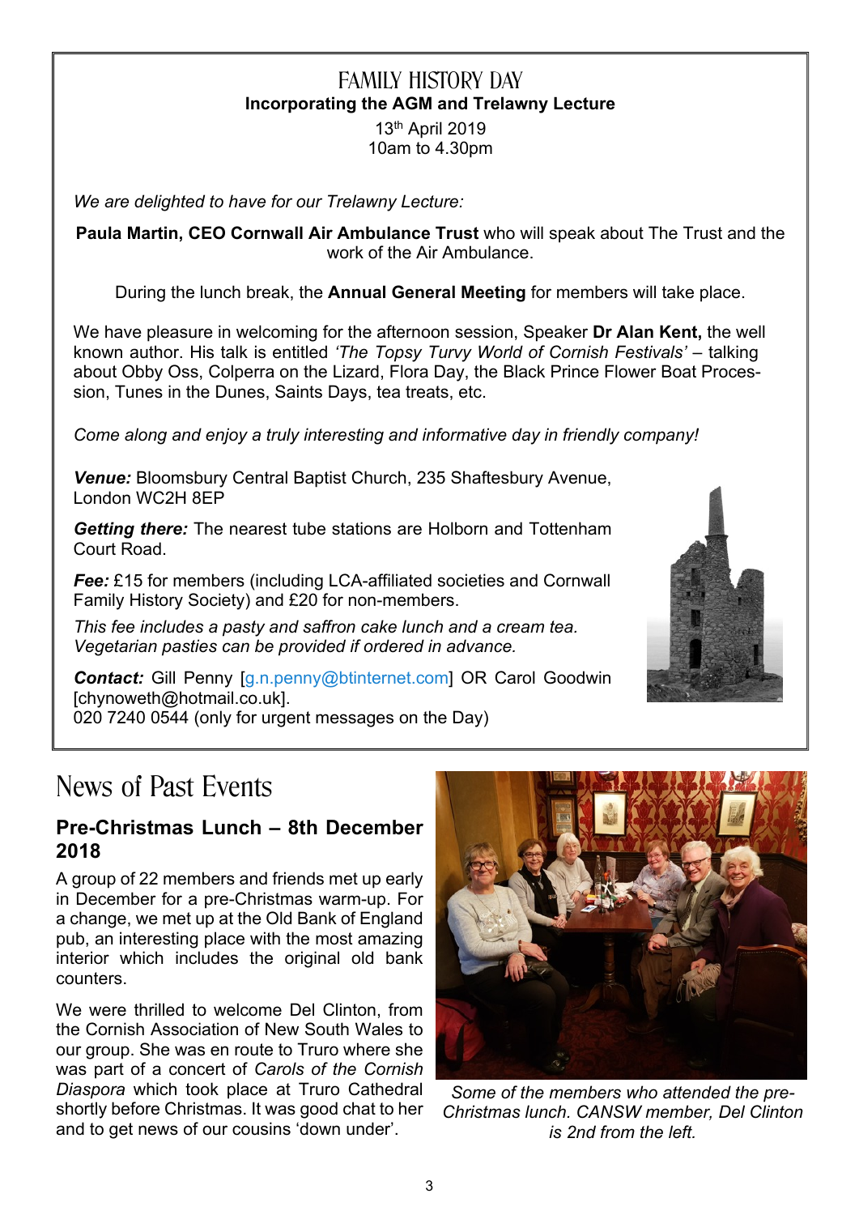# FAMILY HISTORY DAY

**Incorporating the AGM and Trelawny Lecture**

13th April 2019
10am to 4.30pm

*We are delighted to have for our Trelawny Lecture:*

**Paula Martin, CEO Cornwall Air Ambulance Trust** who will speak about The Trust and the work of the Air Ambulance.

During the lunch break, the **Annual General Meeting** for members will take place.

We have pleasure in welcoming for the afternoon session, Speaker **Dr Alan Kent,** the well known author. His talk is entitled *'The Topsy Turvy World of Cornish Festivals'* – talking about Obby Oss, Colperra on the Lizard, Flora Day, the Black Prince Flower Boat Procession, Tunes in the Dunes, Saints Days, tea treats, etc.

*Come along and enjoy a truly interesting and informative day in friendly company!*

***Venue:*** Bloomsbury Central Baptist Church, 235 Shaftesbury Avenue, London WC2H 8EP

***Getting there:*** The nearest tube stations are Holborn and Tottenham Court Road.

***Fee:*** £15 for members (including LCA-affiliated societies and Cornwall Family History Society) and £20 for non-members.

*This fee includes a pasty and saffron cake lunch and a cream tea. Vegetarian pasties can be provided if ordered in advance.*

***Contact:*** Gill Penny [g.n.penny@btinternet.com] OR Carol Goodwin [chynoweth@hotmail.co.uk].
020 7240 0544 (only for urgent messages on the Day)

# News of Past Events

## Pre-Christmas Lunch – 8th December 2018

A group of 22 members and friends met up early in December for a pre-Christmas warm-up. For a change, we met up at the Old Bank of England pub, an interesting place with the most amazing interior which includes the original old bank counters.

We were thrilled to welcome Del Clinton, from the Cornish Association of New South Wales to our group. She was en route to Truro where she was part of a concert of *Carols of the Cornish Diaspora* which took place at Truro Cathedral shortly before Christmas. It was good chat to her and to get news of our cousins 'down under'.

*Some of the members who attended the pre-Christmas lunch. CANSW member, Del Clinton is 2nd from the left.*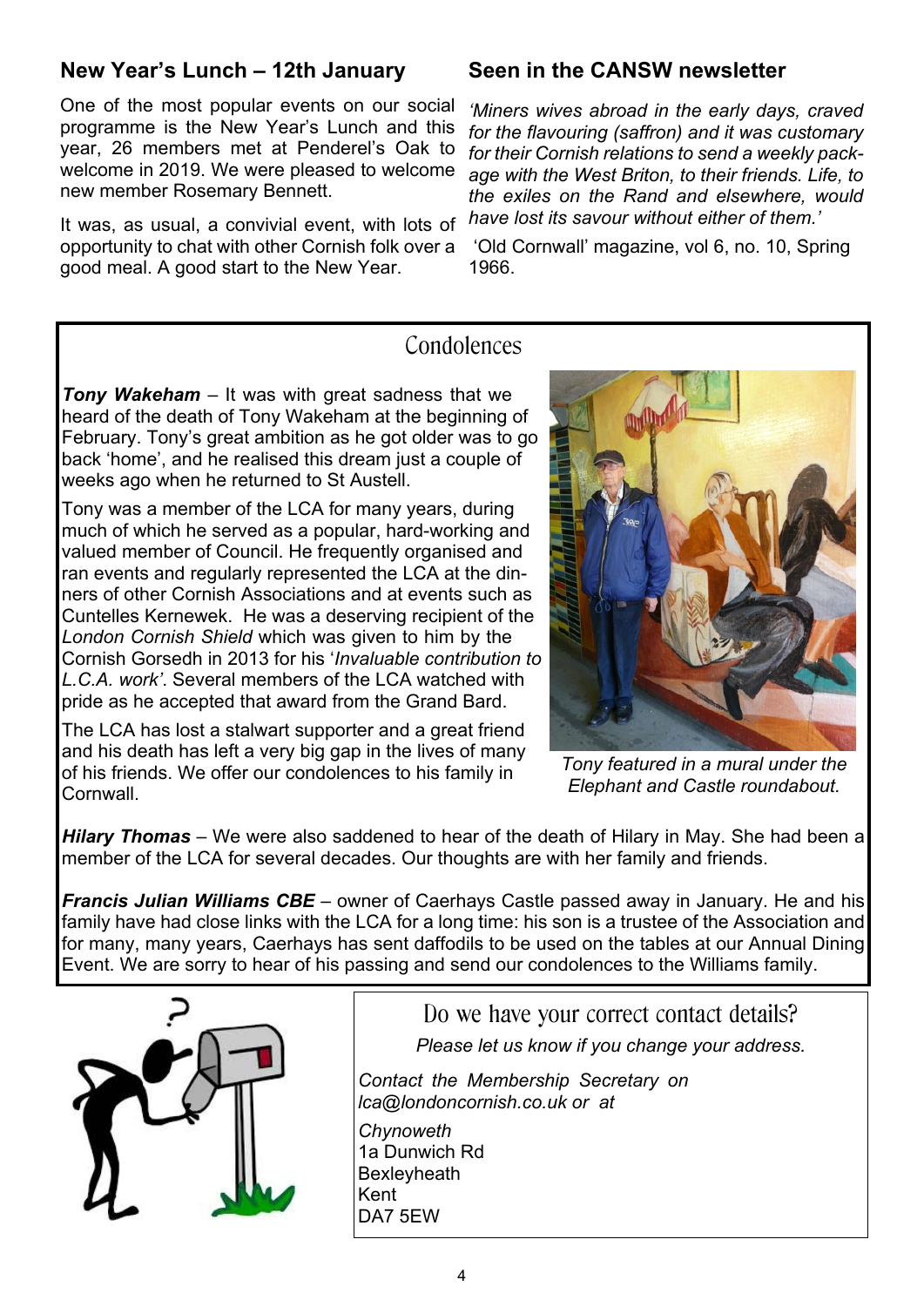## New Year's Lunch – 12th January

One of the most popular events on our social programme is the New Year's Lunch and this year, 26 members met at Penderel's Oak to welcome in 2019. We were pleased to welcome new member Rosemary Bennett.

It was, as usual, a convivial event, with lots of opportunity to chat with other Cornish folk over a good meal. A good start to the New Year.

## Seen in the CANSW newsletter

*'Miners wives abroad in the early days, craved for the flavouring (saffron) and it was customary for their Cornish relations to send a weekly package with the West Briton, to their friends. Life, to the exiles on the Rand and elsewhere, would have lost its savour without either of them.'*

'Old Cornwall' magazine, vol 6, no. 10, Spring 1966.

## Condolences

***Tony Wakeham*** – It was with great sadness that we heard of the death of Tony Wakeham at the beginning of February. Tony's great ambition as he got older was to go back 'home', and he realised this dream just a couple of weeks ago when he returned to St Austell.

Tony was a member of the LCA for many years, during much of which he served as a popular, hard-working and valued member of Council. He frequently organised and ran events and regularly represented the LCA at the dinners of other Cornish Associations and at events such as Cuntelles Kernewek. He was a deserving recipient of the *London Cornish Shield* which was given to him by the Cornish Gorsedh in 2013 for his '*Invaluable contribution to L.C.A. work'*. Several members of the LCA watched with pride as he accepted that award from the Grand Bard.

The LCA has lost a stalwart supporter and a great friend and his death has left a very big gap in the lives of many of his friends. We offer our condolences to his family in Cornwall.

*Tony featured in a mural under the Elephant and Castle roundabout.*

***Hilary Thomas*** – We were also saddened to hear of the death of Hilary in May. She had been a member of the LCA for several decades. Our thoughts are with her family and friends.

***Francis Julian Williams CBE*** – owner of Caerhays Castle passed away in January. He and his family have had close links with the LCA for a long time: his son is a trustee of the Association and for many, many years, Caerhays has sent daffodils to be used on the tables at our Annual Dining Event. We are sorry to hear of his passing and send our condolences to the Williams family.

## Do we have your correct contact details?

*Please let us know if you change your address.*

*Contact the Membership Secretary on lca@londoncornish.co.uk or at*

*Chynoweth*
1a Dunwich Rd
Bexleyheath
Kent
DA7 5EW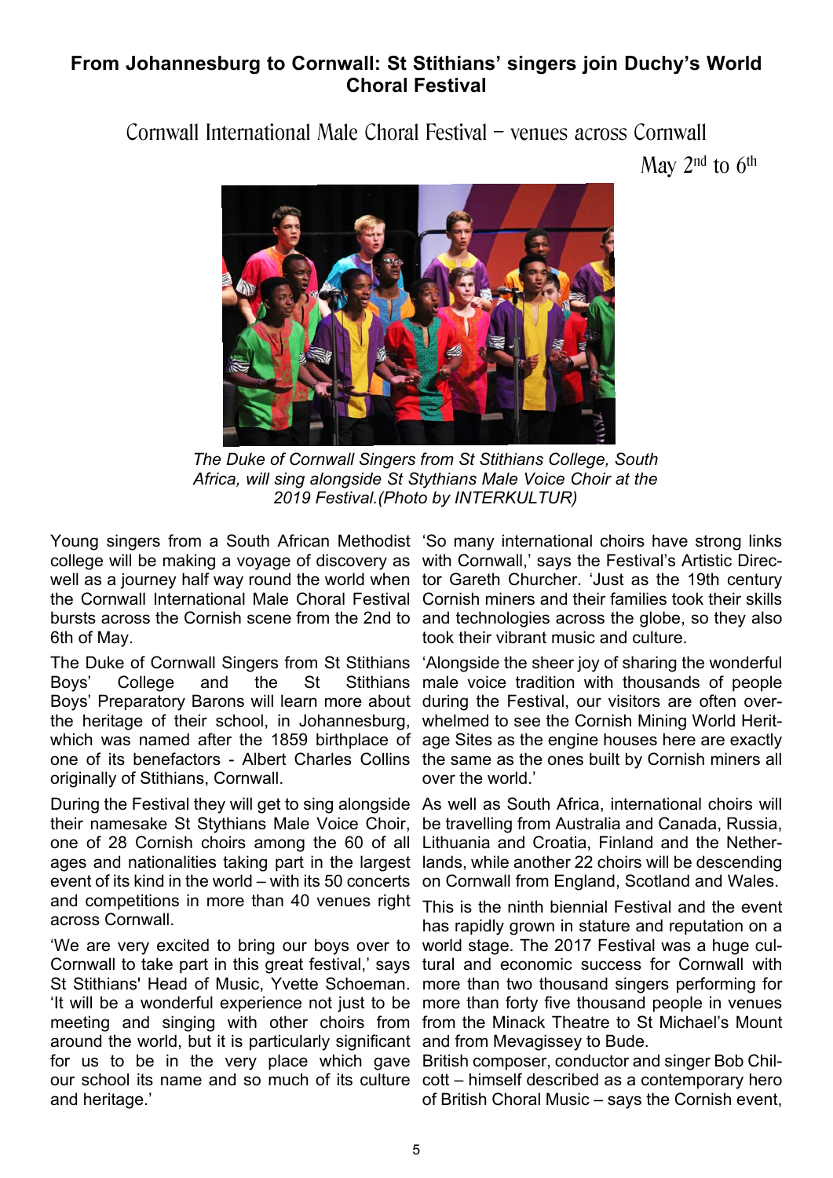## From Johannesburg to Cornwall: St Stithians' singers join Duchy's World Choral Festival

Cornwall International Male Choral Festival – venues across Cornwall

May 2nd to 6th

*The Duke of Cornwall Singers from St Stithians College, South Africa, will sing alongside St Stythians Male Voice Choir at the 2019 Festival.(Photo by INTERKULTUR)*

Young singers from a South African Methodist college will be making a voyage of discovery as well as a journey half way round the world when the Cornwall International Male Choral Festival bursts across the Cornish scene from the 2nd to 6th of May.

The Duke of Cornwall Singers from St Stithians Boys' College and the St Stithians Boys' Preparatory Barons will learn more about the heritage of their school, in Johannesburg, which was named after the 1859 birthplace of one of its benefactors - Albert Charles Collins originally of Stithians, Cornwall.

During the Festival they will get to sing alongside their namesake St Stythians Male Voice Choir, one of 28 Cornish choirs among the 60 of all ages and nationalities taking part in the largest event of its kind in the world – with its 50 concerts and competitions in more than 40 venues right across Cornwall.

'We are very excited to bring our boys over to Cornwall to take part in this great festival,' says St Stithians' Head of Music, Yvette Schoeman. 'It will be a wonderful experience not just to be meeting and singing with other choirs from around the world, but it is particularly significant for us to be in the very place which gave our school its name and so much of its culture and heritage.'

'So many international choirs have strong links with Cornwall,' says the Festival's Artistic Director Gareth Churcher. 'Just as the 19th century Cornish miners and their families took their skills and technologies across the globe, so they also took their vibrant music and culture.

'Alongside the sheer joy of sharing the wonderful male voice tradition with thousands of people during the Festival, our visitors are often overwhelmed to see the Cornish Mining World Heritage Sites as the engine houses here are exactly the same as the ones built by Cornish miners all over the world.'

As well as South Africa, international choirs will be travelling from Australia and Canada, Russia, Lithuania and Croatia, Finland and the Netherlands, while another 22 choirs will be descending on Cornwall from England, Scotland and Wales.

This is the ninth biennial Festival and the event has rapidly grown in stature and reputation on a world stage. The 2017 Festival was a huge cultural and economic success for Cornwall with more than two thousand singers performing for more than forty five thousand people in venues from the Minack Theatre to St Michael's Mount and from Mevagissey to Bude.

British composer, conductor and singer Bob Chilcott – himself described as a contemporary hero of British Choral Music – says the Cornish event,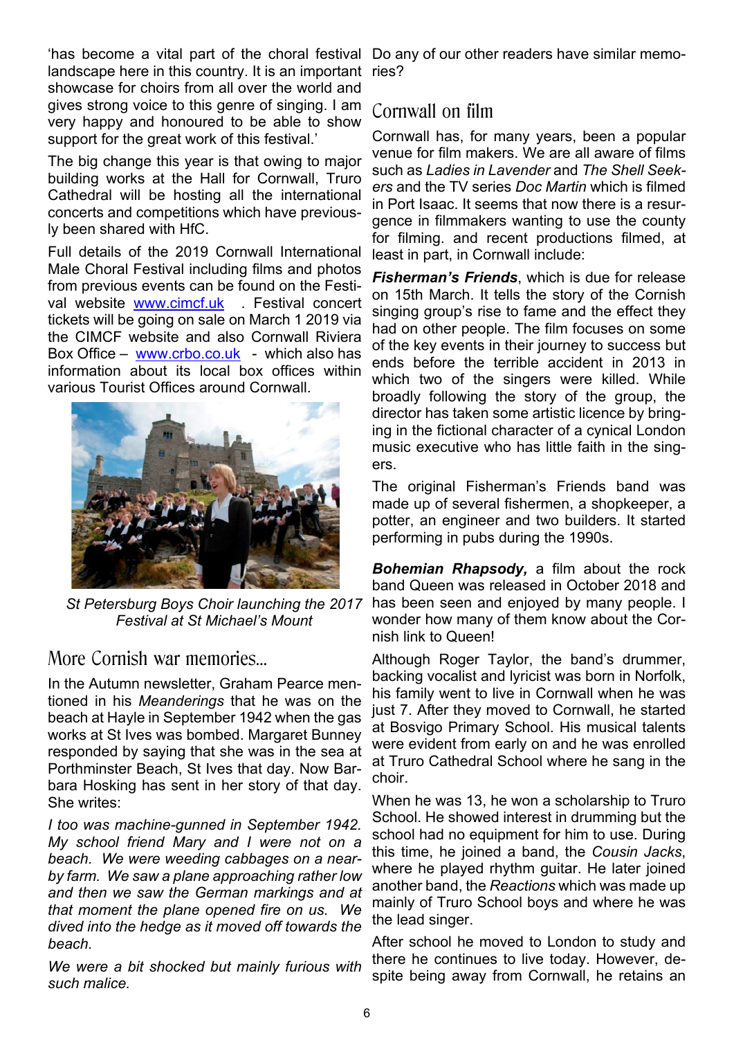'has become a vital part of the choral festival landscape here in this country. It is an important showcase for choirs from all over the world and gives strong voice to this genre of singing. I am very happy and honoured to be able to show support for the great work of this festival.'

The big change this year is that owing to major building works at the Hall for Cornwall, Truro Cathedral will be hosting all the international concerts and competitions which have previously been shared with HfC.

Full details of the 2019 Cornwall International Male Choral Festival including films and photos from previous events can be found on the Festival website [www.cimcf.uk](www.cimcf.uk) . Festival concert tickets will be going on sale on March 1 2019 via the CIMCF website and also Cornwall Riviera Box Office – [www.crbo.co.uk](www.crbo.co.uk) - which also has information about its local box offices within various Tourist Offices around Cornwall.

*St Petersburg Boys Choir launching the 2017 Festival at St Michael's Mount*

## More Cornish war memories...

In the Autumn newsletter, Graham Pearce mentioned in his *Meanderings* that he was on the beach at Hayle in September 1942 when the gas works at St Ives was bombed. Margaret Bunney responded by saying that she was in the sea at Porthminster Beach, St Ives that day. Now Barbara Hosking has sent in her story of that day. She writes:

*I too was machine-gunned in September 1942. My school friend Mary and I were not on a beach. We were weeding cabbages on a nearby farm. We saw a plane approaching rather low and then we saw the German markings and at that moment the plane opened fire on us. We dived into the hedge as it moved off towards the beach.*

*We were a bit shocked but mainly furious with such malice.*

Do any of our other readers have similar memories?

## Cornwall on film

Cornwall has, for many years, been a popular venue for film makers. We are all aware of films such as *Ladies in Lavender* and *The Shell Seekers* and the TV series *Doc Martin* which is filmed in Port Isaac. It seems that now there is a resurgence in filmmakers wanting to use the county for filming. and recent productions filmed, at least in part, in Cornwall include:

***Fisherman's Friends***, which is due for release on 15th March. It tells the story of the Cornish singing group's rise to fame and the effect they had on other people. The film focuses on some of the key events in their journey to success but ends before the terrible accident in 2013 in which two of the singers were killed. While broadly following the story of the group, the director has taken some artistic licence by bringing in the fictional character of a cynical London music executive who has little faith in the singers.

The original Fisherman's Friends band was made up of several fishermen, a shopkeeper, a potter, an engineer and two builders. It started performing in pubs during the 1990s.

***Bohemian Rhapsody,*** a film about the rock band Queen was released in October 2018 and has been seen and enjoyed by many people. I wonder how many of them know about the Cornish link to Queen!

Although Roger Taylor, the band's drummer, backing vocalist and lyricist was born in Norfolk, his family went to live in Cornwall when he was just 7. After they moved to Cornwall, he started at Bosvigo Primary School. His musical talents were evident from early on and he was enrolled at Truro Cathedral School where he sang in the choir.

When he was 13, he won a scholarship to Truro School. He showed interest in drumming but the school had no equipment for him to use. During this time, he joined a band, the *Cousin Jacks*, where he played rhythm guitar. He later joined another band, the *Reactions* which was made up mainly of Truro School boys and where he was the lead singer.

After school he moved to London to study and there he continues to live today. However, despite being away from Cornwall, he retains an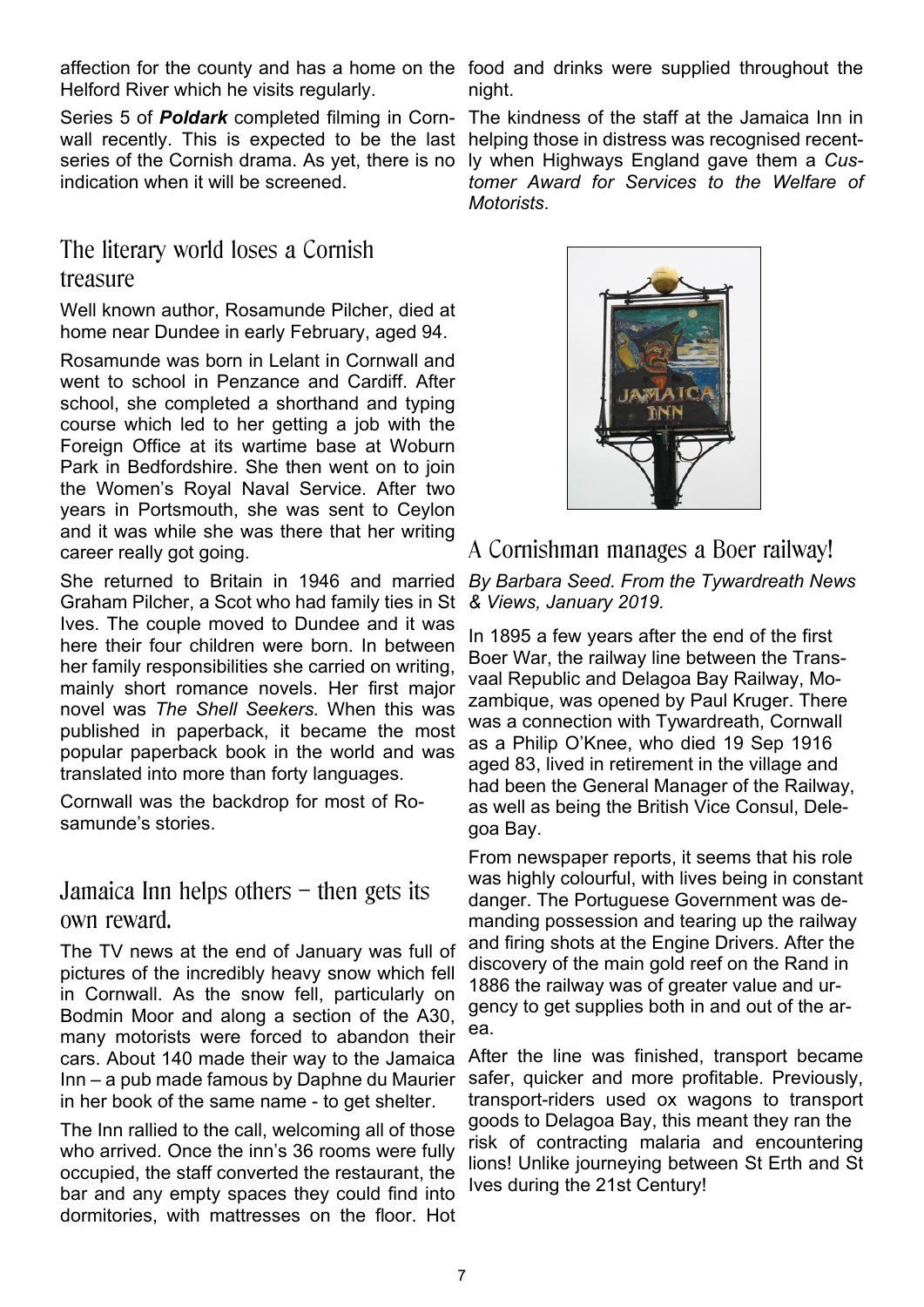affection for the county and has a home on the Helford River which he visits regularly.

Series 5 of ***Poldark*** completed filming in Cornwall recently. This is expected to be the last series of the Cornish drama. As yet, there is no indication when it will be screened.

## The literary world loses a Cornish treasure

Well known author, Rosamunde Pilcher, died at home near Dundee in early February, aged 94.

Rosamunde was born in Lelant in Cornwall and went to school in Penzance and Cardiff. After school, she completed a shorthand and typing course which led to her getting a job with the Foreign Office at its wartime base at Woburn Park in Bedfordshire. She then went on to join the Women's Royal Naval Service. After two years in Portsmouth, she was sent to Ceylon and it was while she was there that her writing career really got going.

She returned to Britain in 1946 and married Graham Pilcher, a Scot who had family ties in St Ives. The couple moved to Dundee and it was here their four children were born. In between her family responsibilities she carried on writing, mainly short romance novels. Her first major novel was *The Shell Seekers.* When this was published in paperback, it became the most popular paperback book in the world and was translated into more than forty languages.

Cornwall was the backdrop for most of Rosamunde's stories.

## Jamaica Inn helps others – then gets its own reward.

The TV news at the end of January was full of pictures of the incredibly heavy snow which fell in Cornwall. As the snow fell, particularly on Bodmin Moor and along a section of the A30, many motorists were forced to abandon their cars. About 140 made their way to the Jamaica Inn – a pub made famous by Daphne du Maurier in her book of the same name - to get shelter.

The Inn rallied to the call, welcoming all of those who arrived. Once the inn's 36 rooms were fully occupied, the staff converted the restaurant, the bar and any empty spaces they could find into dormitories, with mattresses on the floor. Hot food and drinks were supplied throughout the night.

The kindness of the staff at the Jamaica Inn in helping those in distress was recognised recently when Highways England gave them a *Customer Award for Services to the Welfare of Motorists*.

## A Cornishman manages a Boer railway!

*By Barbara Seed. From the Tywardreath News & Views, January 2019.*

In 1895 a few years after the end of the first Boer War, the railway line between the Transvaal Republic and Delagoa Bay Railway, Mozambique, was opened by Paul Kruger. There was a connection with Tywardreath, Cornwall as a Philip O'Knee, who died 19 Sep 1916 aged 83, lived in retirement in the village and had been the General Manager of the Railway, as well as being the British Vice Consul, Delegoa Bay.

From newspaper reports, it seems that his role was highly colourful, with lives being in constant danger. The Portuguese Government was demanding possession and tearing up the railway and firing shots at the Engine Drivers. After the discovery of the main gold reef on the Rand in 1886 the railway was of greater value and urgency to get supplies both in and out of the area.

After the line was finished, transport became safer, quicker and more profitable. Previously, transport-riders used ox wagons to transport goods to Delagoa Bay, this meant they ran the risk of contracting malaria and encountering lions! Unlike journeying between St Erth and St Ives during the 21st Century!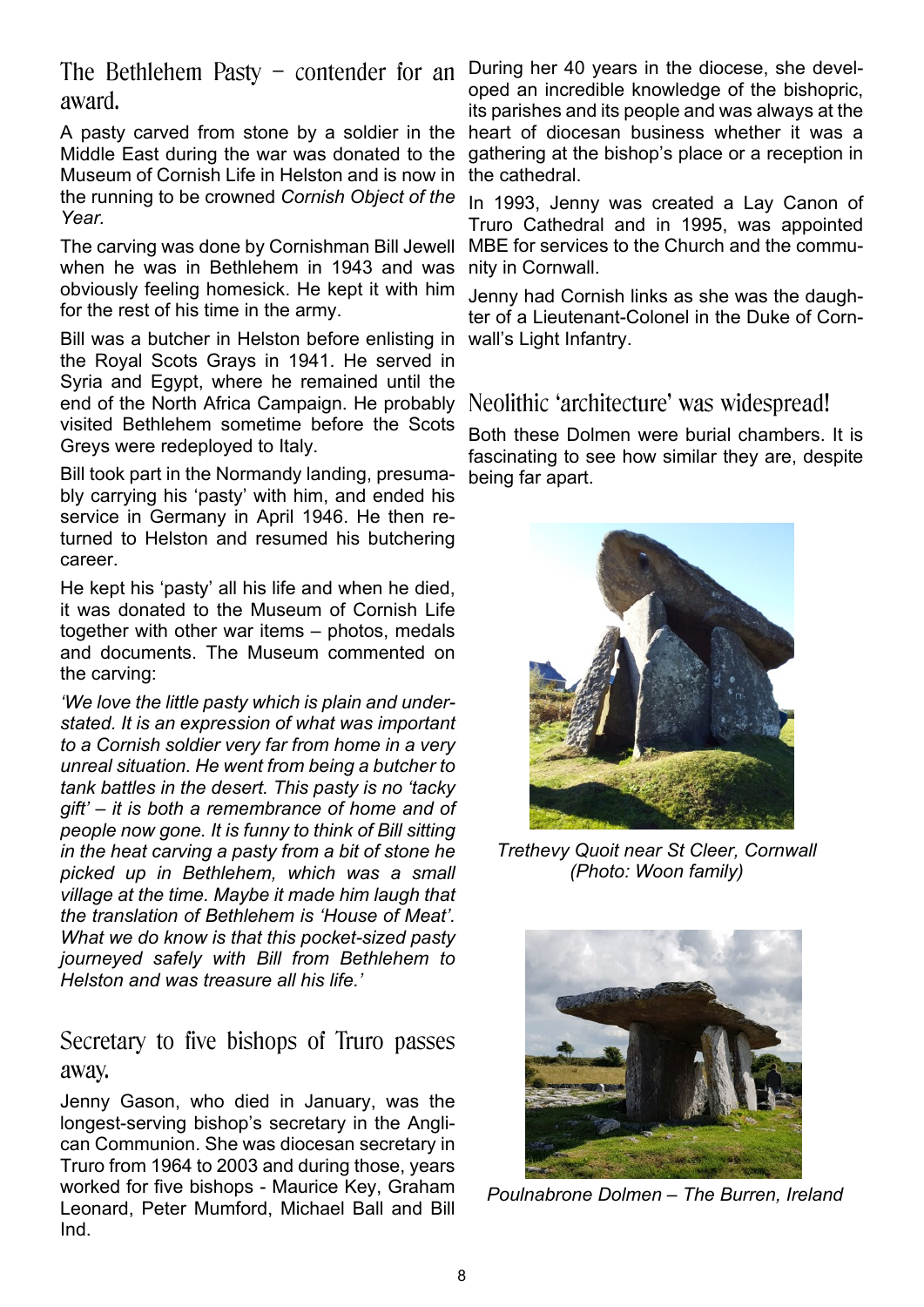## The Bethlehem Pasty – contender for an award.

A pasty carved from stone by a soldier in the Middle East during the war was donated to the Museum of Cornish Life in Helston and is now in the running to be crowned *Cornish Object of the Year.*

The carving was done by Cornishman Bill Jewell when he was in Bethlehem in 1943 and was obviously feeling homesick. He kept it with him for the rest of his time in the army.

Bill was a butcher in Helston before enlisting in the Royal Scots Grays in 1941. He served in Syria and Egypt, where he remained until the end of the North Africa Campaign. He probably visited Bethlehem sometime before the Scots Greys were redeployed to Italy.

Bill took part in the Normandy landing, presumably carrying his 'pasty' with him, and ended his service in Germany in April 1946. He then returned to Helston and resumed his butchering career.

He kept his 'pasty' all his life and when he died, it was donated to the Museum of Cornish Life together with other war items – photos, medals and documents. The Museum commented on the carving:

*'We love the little pasty which is plain and understated. It is an expression of what was important to a Cornish soldier very far from home in a very unreal situation. He went from being a butcher to tank battles in the desert. This pasty is no 'tacky gift' – it is both a remembrance of home and of people now gone. It is funny to think of Bill sitting in the heat carving a pasty from a bit of stone he picked up in Bethlehem, which was a small village at the time. Maybe it made him laugh that the translation of Bethlehem is 'House of Meat'. What we do know is that this pocket-sized pasty journeyed safely with Bill from Bethlehem to Helston and was treasure all his life.'*

## Secretary to five bishops of Truro passes away.

Jenny Gason, who died in January, was the longest-serving bishop's secretary in the Anglican Communion. She was diocesan secretary in Truro from 1964 to 2003 and during those, years worked for five bishops - Maurice Key, Graham Leonard, Peter Mumford, Michael Ball and Bill Ind.

During her 40 years in the diocese, she developed an incredible knowledge of the bishopric, its parishes and its people and was always at the heart of diocesan business whether it was a gathering at the bishop's place or a reception in the cathedral.

In 1993, Jenny was created a Lay Canon of Truro Cathedral and in 1995, was appointed MBE for services to the Church and the community in Cornwall.

Jenny had Cornish links as she was the daughter of a Lieutenant-Colonel in the Duke of Cornwall's Light Infantry.

## Neolithic 'architecture' was widespread!

Both these Dolmen were burial chambers. It is fascinating to see how similar they are, despite being far apart.

*Trethevy Quoit near St Cleer, Cornwall (Photo: Woon family)*

*Poulnabrone Dolmen – The Burren, Ireland*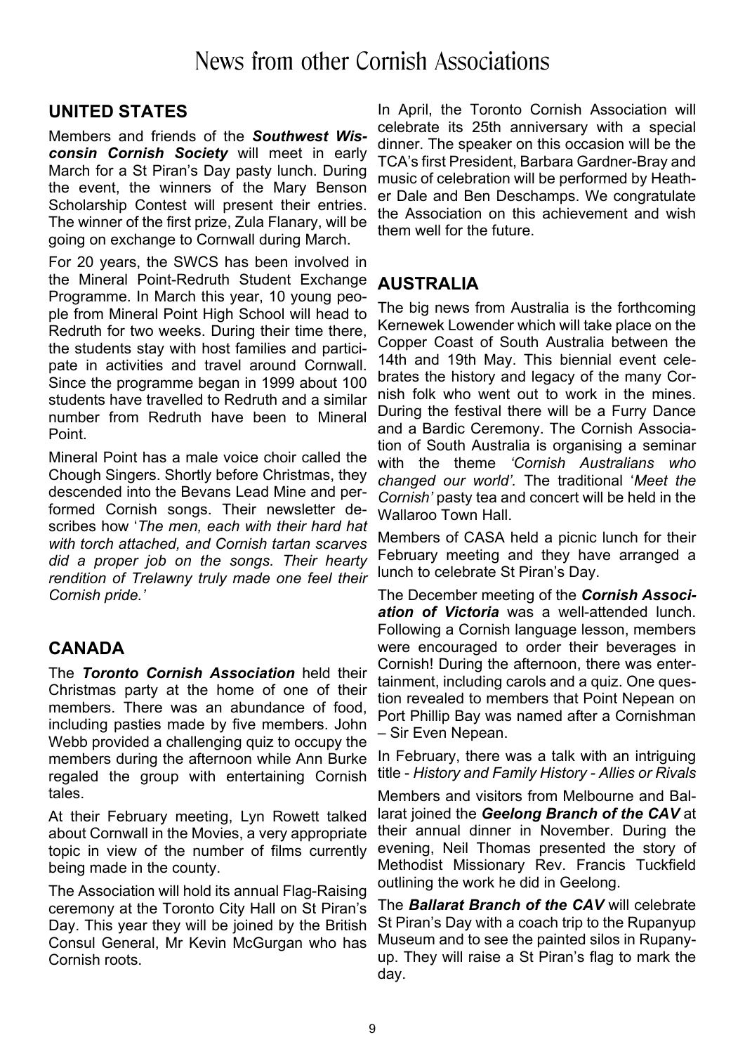# News from other Cornish Associations

## UNITED STATES

Members and friends of the ***Southwest Wisconsin Cornish Society*** will meet in early March for a St Piran's Day pasty lunch. During the event, the winners of the Mary Benson Scholarship Contest will present their entries. The winner of the first prize, Zula Flanary, will be going on exchange to Cornwall during March.

For 20 years, the SWCS has been involved in the Mineral Point-Redruth Student Exchange Programme. In March this year, 10 young people from Mineral Point High School will head to Redruth for two weeks. During their time there, the students stay with host families and participate in activities and travel around Cornwall. Since the programme began in 1999 about 100 students have travelled to Redruth and a similar number from Redruth have been to Mineral Point.

Mineral Point has a male voice choir called the Chough Singers. Shortly before Christmas, they descended into the Bevans Lead Mine and performed Cornish songs. Their newsletter describes how '*The men, each with their hard hat with torch attached, and Cornish tartan scarves did a proper job on the songs. Their hearty rendition of Trelawny truly made one feel their Cornish pride.*'

## CANADA

The ***Toronto Cornish Association*** held their Christmas party at the home of one of their members. There was an abundance of food, including pasties made by five members. John Webb provided a challenging quiz to occupy the members during the afternoon while Ann Burke regaled the group with entertaining Cornish tales.

At their February meeting, Lyn Rowett talked about Cornwall in the Movies, a very appropriate topic in view of the number of films currently being made in the county.

The Association will hold its annual Flag-Raising ceremony at the Toronto City Hall on St Piran's Day. This year they will be joined by the British Consul General, Mr Kevin McGurgan who has Cornish roots.

In April, the Toronto Cornish Association will celebrate its 25th anniversary with a special dinner. The speaker on this occasion will be the TCA's first President, Barbara Gardner-Bray and music of celebration will be performed by Heather Dale and Ben Deschamps. We congratulate the Association on this achievement and wish them well for the future.

## AUSTRALIA

The big news from Australia is the forthcoming Kernewek Lowender which will take place on the Copper Coast of South Australia between the 14th and 19th May. This biennial event celebrates the history and legacy of the many Cornish folk who went out to work in the mines. During the festival there will be a Furry Dance and a Bardic Ceremony. The Cornish Association of South Australia is organising a seminar with the theme *'Cornish Australians who changed our world'.* The traditional '*Meet the Cornish'* pasty tea and concert will be held in the Wallaroo Town Hall.

Members of CASA held a picnic lunch for their February meeting and they have arranged a lunch to celebrate St Piran's Day.

The December meeting of the ***Cornish Association of Victoria*** was a well-attended lunch. Following a Cornish language lesson, members were encouraged to order their beverages in Cornish! During the afternoon, there was entertainment, including carols and a quiz. One question revealed to members that Point Nepean on Port Phillip Bay was named after a Cornishman – Sir Even Nepean.

In February, there was a talk with an intriguing title - *History and Family History - Allies or Rivals*

Members and visitors from Melbourne and Ballarat joined the ***Geelong Branch of the CAV*** at their annual dinner in November. During the evening, Neil Thomas presented the story of Methodist Missionary Rev. Francis Tuckfield outlining the work he did in Geelong.

The ***Ballarat Branch of the CAV*** will celebrate St Piran's Day with a coach trip to the Rupanyup Museum and to see the painted silos in Rupanyup. They will raise a St Piran's flag to mark the day.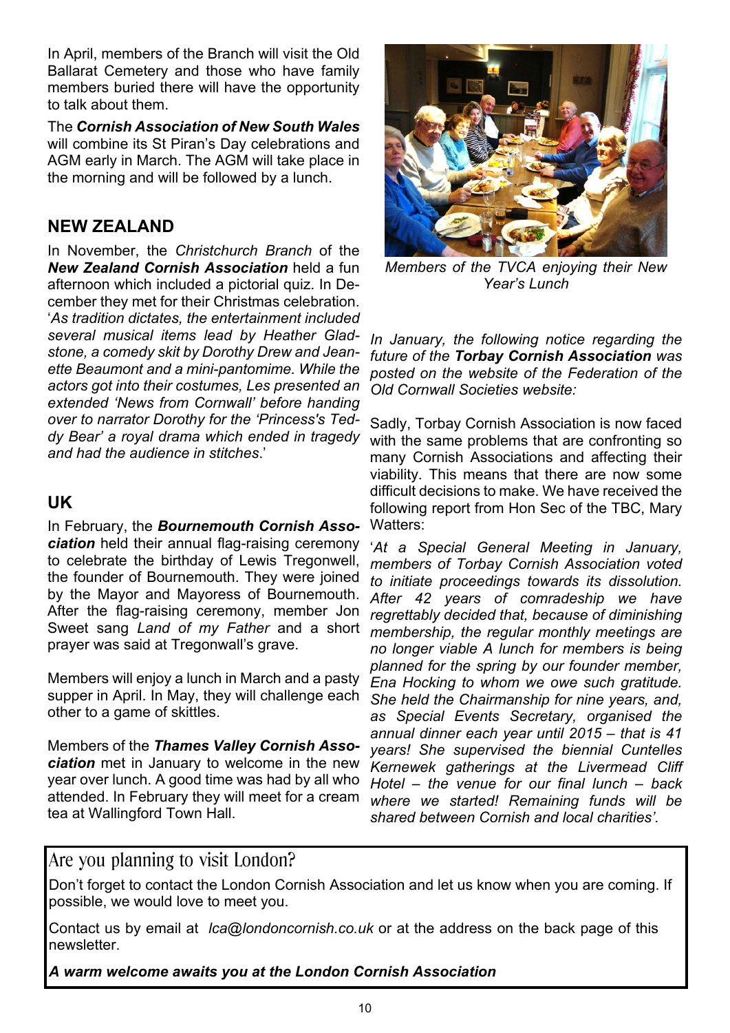In April, members of the Branch will visit the Old Ballarat Cemetery and those who have family members buried there will have the opportunity to talk about them.

The ***Cornish Association of New South Wales*** will combine its St Piran's Day celebrations and AGM early in March. The AGM will take place in the morning and will be followed by a lunch.

## NEW ZEALAND

In November, the *Christchurch Branch* of the ***New Zealand Cornish Association*** held a fun afternoon which included a pictorial quiz. In December they met for their Christmas celebration. '*As tradition dictates, the entertainment included several musical items lead by Heather Gladstone, a comedy skit by Dorothy Drew and Jeanette Beaumont and a mini-pantomime. While the actors got into their costumes, Les presented an extended 'News from Cornwall' before handing over to narrator Dorothy for the 'Princess's Teddy Bear' a royal drama which ended in tragedy and had the audience in stitches*.'

## UK

In February, the ***Bournemouth Cornish Association*** held their annual flag-raising ceremony to celebrate the birthday of Lewis Tregonwell, the founder of Bournemouth. They were joined by the Mayor and Mayoress of Bournemouth. After the flag-raising ceremony, member Jon Sweet sang *Land of my Father* and a short prayer was said at Tregonwall's grave.

Members will enjoy a lunch in March and a pasty supper in April. In May, they will challenge each other to a game of skittles.

Members of the ***Thames Valley Cornish Association*** met in January to welcome in the new year over lunch. A good time was had by all who attended. In February they will meet for a cream tea at Wallingford Town Hall.

*Members of the TVCA enjoying their New Year's Lunch*

*In January, the following notice regarding the future of the* ***Torbay Cornish Association*** *was posted on the website of the Federation of the Old Cornwall Societies website:*

Sadly, Torbay Cornish Association is now faced with the same problems that are confronting so many Cornish Associations and affecting their viability. This means that there are now some difficult decisions to make. We have received the following report from Hon Sec of the TBC, Mary Watters:

'*At a Special General Meeting in January, members of Torbay Cornish Association voted to initiate proceedings towards its dissolution. After 42 years of comradeship we have regrettably decided that, because of diminishing membership, the regular monthly meetings are no longer viable A lunch for members is being planned for the spring by our founder member, Ena Hocking to whom we owe such gratitude. She held the Chairmanship for nine years, and, as Special Events Secretary, organised the annual dinner each year until 2015 – that is 41 years! She supervised the biennial Cuntelles Kernewek gatherings at the Livermead Cliff Hotel – the venue for our final lunch – back where we started! Remaining funds will be shared between Cornish and local charities'.*

## Are you planning to visit London?

Don't forget to contact the London Cornish Association and let us know when you are coming. If possible, we would love to meet you.

Contact us by email at *lca@londoncornish.co.uk* or at the address on the back page of this newsletter.

***A warm welcome awaits you at the London Cornish Association***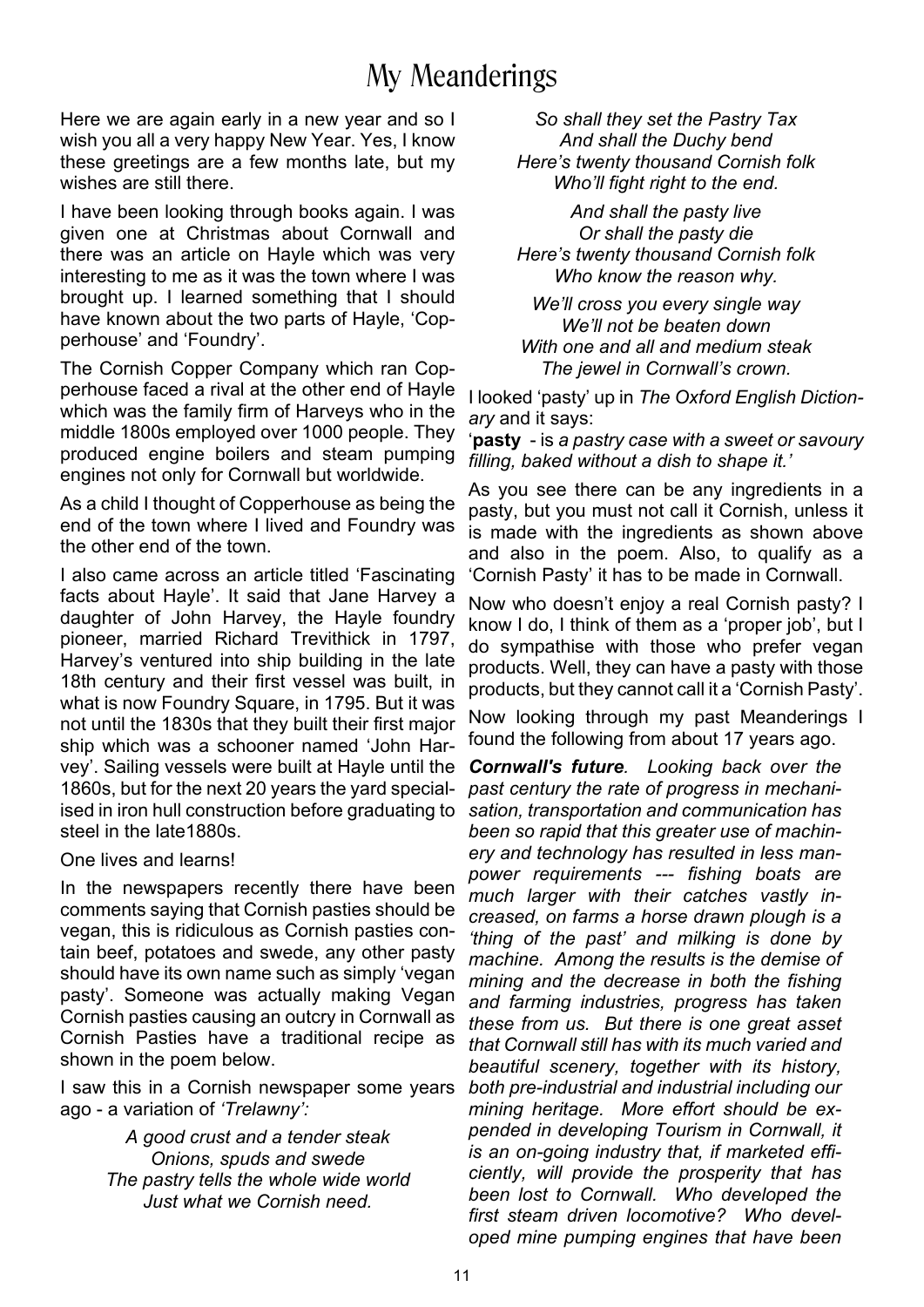# My Meanderings

Here we are again early in a new year and so I wish you all a very happy New Year. Yes, I know these greetings are a few months late, but my wishes are still there.

I have been looking through books again. I was given one at Christmas about Cornwall and there was an article on Hayle which was very interesting to me as it was the town where I was brought up. I learned something that I should have known about the two parts of Hayle, 'Copperhouse' and 'Foundry'.

The Cornish Copper Company which ran Copperhouse faced a rival at the other end of Hayle which was the family firm of Harveys who in the middle 1800s employed over 1000 people. They produced engine boilers and steam pumping engines not only for Cornwall but worldwide.

As a child I thought of Copperhouse as being the end of the town where I lived and Foundry was the other end of the town.

I also came across an article titled 'Fascinating facts about Hayle'. It said that Jane Harvey a daughter of John Harvey, the Hayle foundry pioneer, married Richard Trevithick in 1797, Harvey's ventured into ship building in the late 18th century and their first vessel was built, in what is now Foundry Square, in 1795. But it was not until the 1830s that they built their first major ship which was a schooner named 'John Harvey'. Sailing vessels were built at Hayle until the 1860s, but for the next 20 years the yard specialised in iron hull construction before graduating to steel in the late1880s.

One lives and learns!

In the newspapers recently there have been comments saying that Cornish pasties should be vegan, this is ridiculous as Cornish pasties contain beef, potatoes and swede, any other pasty should have its own name such as simply 'vegan pasty'. Someone was actually making Vegan Cornish pasties causing an outcry in Cornwall as Cornish Pasties have a traditional recipe as shown in the poem below.

I saw this in a Cornish newspaper some years ago - a variation of *'Trelawny':*

*A good crust and a tender steak*
*Onions, spuds and swede*
*The pastry tells the whole wide world*
*Just what we Cornish need.*

*So shall they set the Pastry Tax*
*And shall the Duchy bend*
*Here's twenty thousand Cornish folk*
*Who'll fight right to the end.*

*And shall the pasty live*
*Or shall the pasty die*
*Here's twenty thousand Cornish folk*
*Who know the reason why.*

*We'll cross you every single way*
*We'll not be beaten down*
*With one and all and medium steak*
*The jewel in Cornwall's crown.*

I looked 'pasty' up in *The Oxford English Dictionary* and it says:

'**pasty** - is *a pastry case with a sweet or savoury filling, baked without a dish to shape it.'*

As you see there can be any ingredients in a pasty, but you must not call it Cornish, unless it is made with the ingredients as shown above and also in the poem. Also, to qualify as a 'Cornish Pasty' it has to be made in Cornwall.

Now who doesn't enjoy a real Cornish pasty? I know I do, I think of them as a 'proper job', but I do sympathise with those who prefer vegan products. Well, they can have a pasty with those products, but they cannot call it a 'Cornish Pasty'.

Now looking through my past Meanderings I found the following from about 17 years ago.

***Cornwall's future****. Looking back over the past century the rate of progress in mechanisation, transportation and communication has been so rapid that this greater use of machinery and technology has resulted in less manpower requirements --- fishing boats are much larger with their catches vastly increased, on farms a horse drawn plough is a 'thing of the past' and milking is done by machine. Among the results is the demise of mining and the decrease in both the fishing and farming industries, progress has taken these from us. But there is one great asset that Cornwall still has with its much varied and beautiful scenery, together with its history, both pre-industrial and industrial including our mining heritage. More effort should be expended in developing Tourism in Cornwall, it is an on-going industry that, if marketed efficiently, will provide the prosperity that has been lost to Cornwall. Who developed the first steam driven locomotive? Who developed mine pumping engines that have been*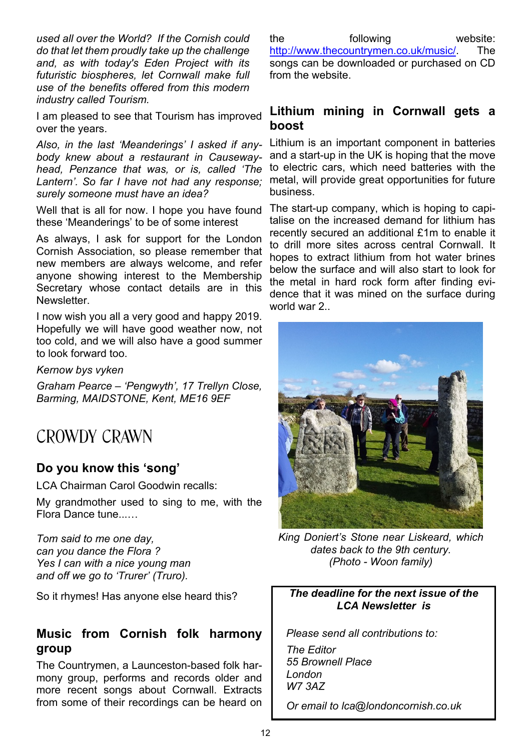*used all over the World? If the Cornish could do that let them proudly take up the challenge and, as with today's Eden Project with its futuristic biospheres, let Cornwall make full use of the benefits offered from this modern industry called Tourism.*

I am pleased to see that Tourism has improved over the years.

*Also, in the last 'Meanderings' I asked if anybody knew about a restaurant in Causewayhead, Penzance that was, or is, called 'The Lantern'. So far I have not had any response; surely someone must have an idea?*

Well that is all for now. I hope you have found these 'Meanderings' to be of some interest

As always, I ask for support for the London Cornish Association, so please remember that new members are always welcome, and refer anyone showing interest to the Membership Secretary whose contact details are in this Newsletter.

I now wish you all a very good and happy 2019. Hopefully we will have good weather now, not too cold, and we will also have a good summer to look forward too.

*Kernow bys vyken*

*Graham Pearce – 'Pengwyth', 17 Trellyn Close, Barming, MAIDSTONE, Kent, ME16 9EF*

# CROWDY CRAWN

## Do you know this 'song'

LCA Chairman Carol Goodwin recalls:

My grandmother used to sing to me, with the Flora Dance tune...…

*Tom said to me one day,*
*can you dance the Flora ?*
*Yes I can with a nice young man*
*and off we go to 'Trurer' (Truro).*

So it rhymes! Has anyone else heard this?

## Music from Cornish folk harmony group

The Countrymen, a Launceston-based folk harmony group, performs and records older and more recent songs about Cornwall. Extracts from some of their recordings can be heard on the following website: http://www.thecountrymen.co.uk/music/. The songs can be downloaded or purchased on CD from the website.

## Lithium mining in Cornwall gets a boost

Lithium is an important component in batteries and a start-up in the UK is hoping that the move to electric cars, which need batteries with the metal, will provide great opportunities for future business.

The start-up company, which is hoping to capitalise on the increased demand for lithium has recently secured an additional £1m to enable it to drill more sites across central Cornwall. It hopes to extract lithium from hot water brines below the surface and will also start to look for the metal in hard rock form after finding evidence that it was mined on the surface during world war 2..

*King Doniert's Stone near Liskeard, which dates back to the 9th century.*
*(Photo - Woon family)*

***The deadline for the next issue of the LCA Newsletter is***

*Please send all contributions to:*

*The Editor*
*55 Brownell Place*
*London*
*W7 3AZ*

*Or email to lca@londoncornish.co.uk*